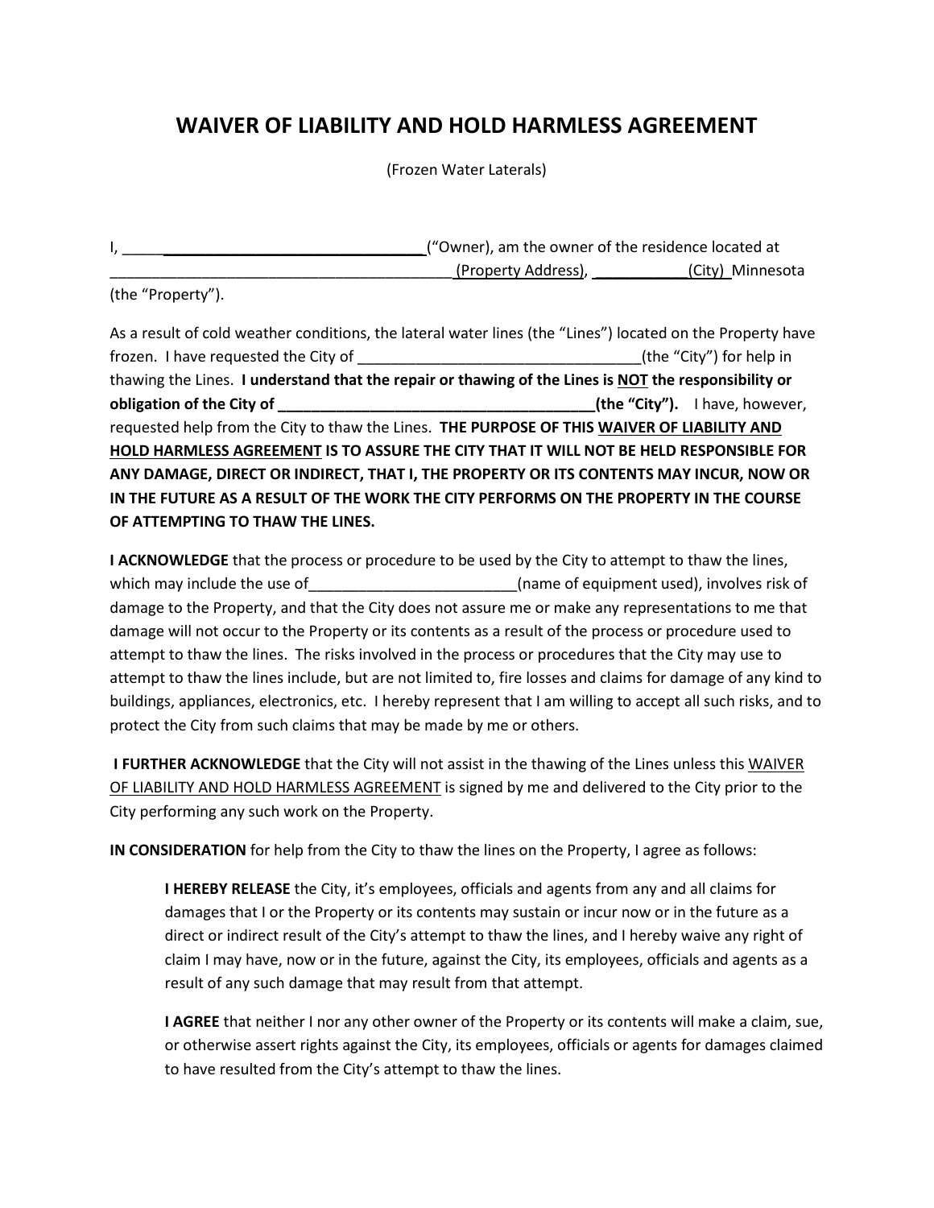# WAIVER OF LIABILITY AND HOLD HARMLESS AGREEMENT

(Frozen Water Laterals)

I, ________________________________________("Owner"), am the owner of the residence located at ________________________________________(Property Address), ___________(City) Minnesota (the "Property").

As a result of cold weather conditions, the lateral water lines (the "Lines") located on the Property have frozen. I have requested the City of _________________________________(the "City") for help in thawing the Lines. **I understand that the repair or thawing of the Lines is <u>NOT</u> the responsibility or obligation of the City of ______________________________________(the "City").** I have, however, requested help from the City to thaw the Lines. **THE PURPOSE OF THIS <u>WAIVER OF LIABILITY AND HOLD HARMLESS AGREEMENT</u> IS TO ASSURE THE CITY THAT IT WILL NOT BE HELD RESPONSIBLE FOR ANY DAMAGE, DIRECT OR INDIRECT, THAT I, THE PROPERTY OR ITS CONTENTS MAY INCUR, NOW OR IN THE FUTURE AS A RESULT OF THE WORK THE CITY PERFORMS ON THE PROPERTY IN THE COURSE OF ATTEMPTING TO THAW THE LINES.**

**I ACKNOWLEDGE** that the process or procedure to be used by the City to attempt to thaw the lines, which may include the use of________________________(name of equipment used), involves risk of damage to the Property, and that the City does not assure me or make any representations to me that damage will not occur to the Property or its contents as a result of the process or procedure used to attempt to thaw the lines. The risks involved in the process or procedures that the City may use to attempt to thaw the lines include, but are not limited to, fire losses and claims for damage of any kind to buildings, appliances, electronics, etc. I hereby represent that I am willing to accept all such risks, and to protect the City from such claims that may be made by me or others.

**I FURTHER ACKNOWLEDGE** that the City will not assist in the thawing of the Lines unless this <u>WAIVER OF LIABILITY AND HOLD HARMLESS AGREEMENT</u> is signed by me and delivered to the City prior to the City performing any such work on the Property.

**IN CONSIDERATION** for help from the City to thaw the lines on the Property, I agree as follows:

> **I HEREBY RELEASE** the City, it's employees, officials and agents from any and all claims for damages that I or the Property or its contents may sustain or incur now or in the future as a direct or indirect result of the City's attempt to thaw the lines, and I hereby waive any right of claim I may have, now or in the future, against the City, its employees, officials and agents as a result of any such damage that may result from that attempt.
>
> **I AGREE** that neither I nor any other owner of the Property or its contents will make a claim, sue, or otherwise assert rights against the City, its employees, officials or agents for damages claimed to have resulted from the City's attempt to thaw the lines.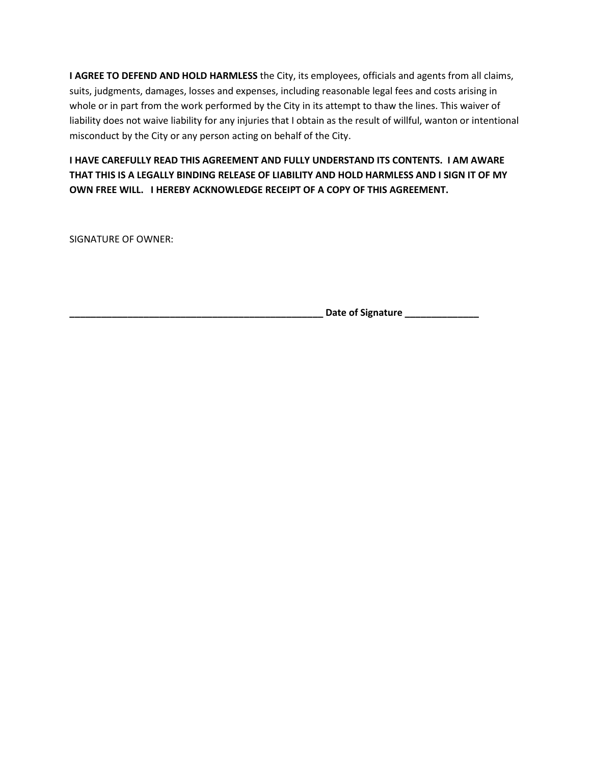**I AGREE TO DEFEND AND HOLD HARMLESS** the City, its employees, officials and agents from all claims, suits, judgments, damages, losses and expenses, including reasonable legal fees and costs arising in whole or in part from the work performed by the City in its attempt to thaw the lines. This waiver of liability does not waive liability for any injuries that I obtain as the result of willful, wanton or intentional misconduct by the City or any person acting on behalf of the City.

**I HAVE CAREFULLY READ THIS AGREEMENT AND FULLY UNDERSTAND ITS CONTENTS. I AM AWARE THAT THIS IS A LEGALLY BINDING RELEASE OF LIABILITY AND HOLD HARMLESS AND I SIGN IT OF MY OWN FREE WILL. I HEREBY ACKNOWLEDGE RECEIPT OF A COPY OF THIS AGREEMENT.**

SIGNATURE OF OWNER:

**_______________________________________________ Date of Signature ______________**